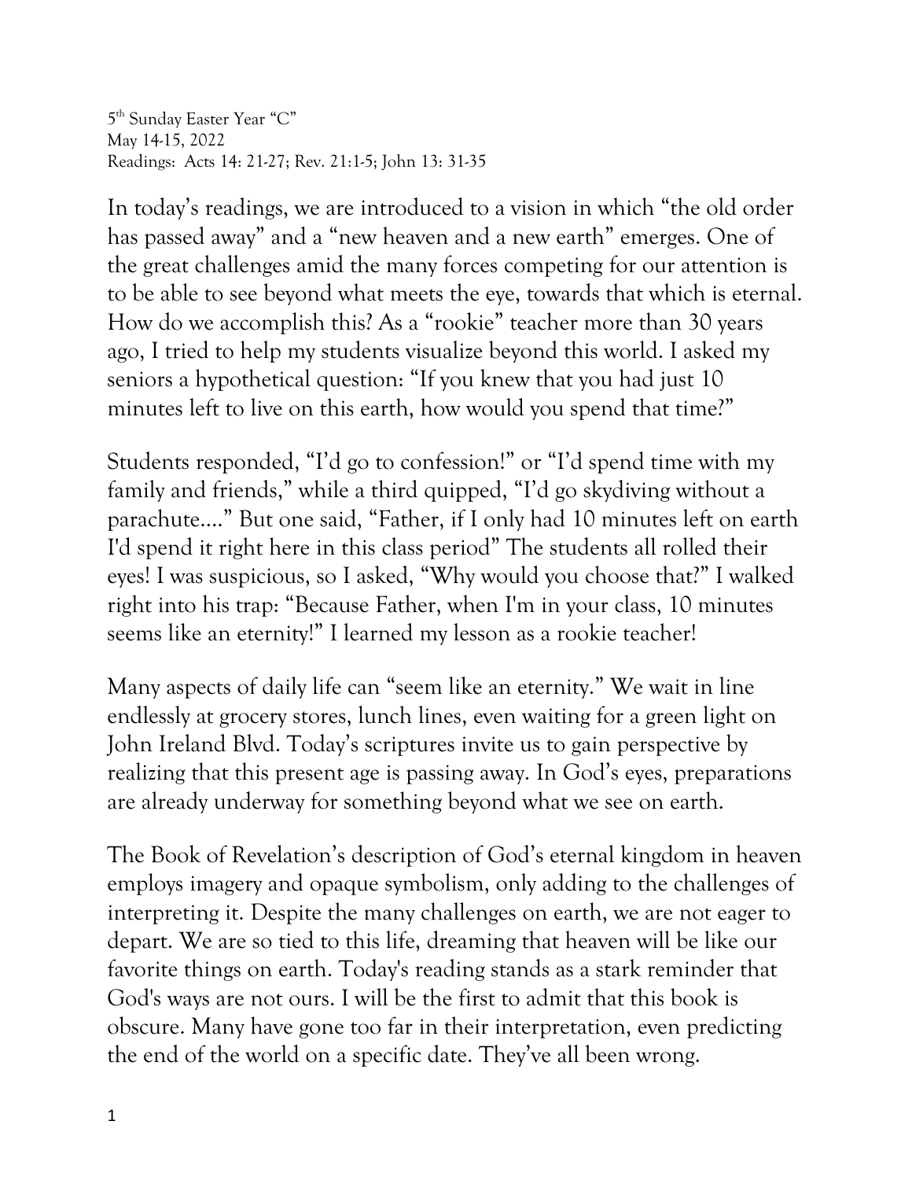5th Sunday Easter Year "C"  
May 14-15, 2022  
Readings: Acts 14: 21-27; Rev. 21:1-5; John 13: 31-35

In today's readings, we are introduced to a vision in which "the old order has passed away" and a "new heaven and a new earth" emerges. One of the great challenges amid the many forces competing for our attention is to be able to see beyond what meets the eye, towards that which is eternal. How do we accomplish this? As a "rookie" teacher more than 30 years ago, I tried to help my students visualize beyond this world. I asked my seniors a hypothetical question: "If you knew that you had just 10 minutes left to live on this earth, how would you spend that time?"

Students responded, "I'd go to confession!" or "I'd spend time with my family and friends," while a third quipped, "I'd go skydiving without a parachute...." But one said, "Father, if I only had 10 minutes left on earth I'd spend it right here in this class period" The students all rolled their eyes! I was suspicious, so I asked, "Why would you choose that?" I walked right into his trap: "Because Father, when I'm in your class, 10 minutes seems like an eternity!" I learned my lesson as a rookie teacher!

Many aspects of daily life can "seem like an eternity." We wait in line endlessly at grocery stores, lunch lines, even waiting for a green light on John Ireland Blvd. Today's scriptures invite us to gain perspective by realizing that this present age is passing away. In God's eyes, preparations are already underway for something beyond what we see on earth.

The Book of Revelation's description of God's eternal kingdom in heaven employs imagery and opaque symbolism, only adding to the challenges of interpreting it. Despite the many challenges on earth, we are not eager to depart. We are so tied to this life, dreaming that heaven will be like our favorite things on earth. Today's reading stands as a stark reminder that God's ways are not ours. I will be the first to admit that this book is obscure. Many have gone too far in their interpretation, even predicting the end of the world on a specific date. They've all been wrong.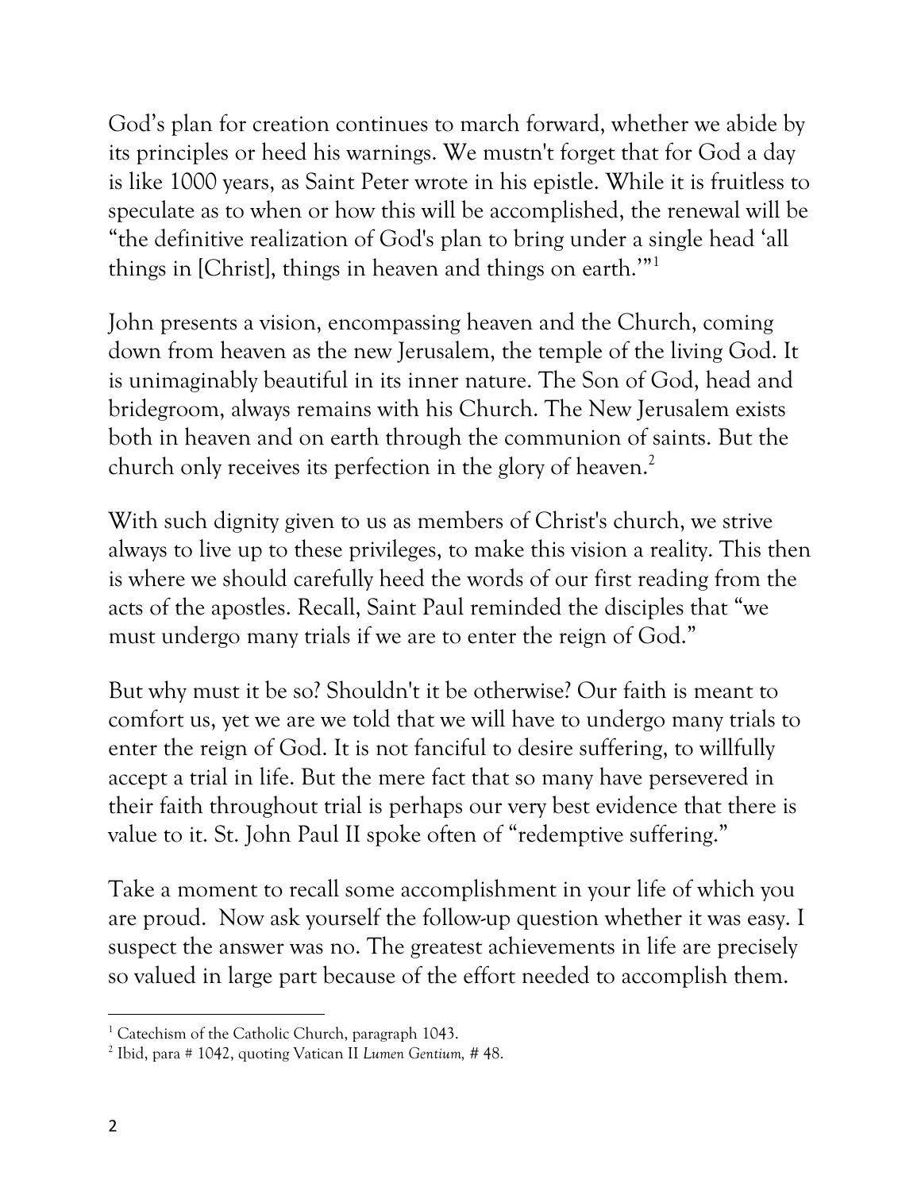God's plan for creation continues to march forward, whether we abide by its principles or heed his warnings. We mustn't forget that for God a day is like 1000 years, as Saint Peter wrote in his epistle. While it is fruitless to speculate as to when or how this will be accomplished, the renewal will be "the definitive realization of God's plan to bring under a single head 'all things in [Christ], things in heaven and things on earth.'"[1]

John presents a vision, encompassing heaven and the Church, coming down from heaven as the new Jerusalem, the temple of the living God. It is unimaginably beautiful in its inner nature. The Son of God, head and bridegroom, always remains with his Church. The New Jerusalem exists both in heaven and on earth through the communion of saints. But the church only receives its perfection in the glory of heaven.[2]

With such dignity given to us as members of Christ's church, we strive always to live up to these privileges, to make this vision a reality. This then is where we should carefully heed the words of our first reading from the acts of the apostles. Recall, Saint Paul reminded the disciples that "we must undergo many trials if we are to enter the reign of God."

But why must it be so? Shouldn't it be otherwise? Our faith is meant to comfort us, yet we are we told that we will have to undergo many trials to enter the reign of God. It is not fanciful to desire suffering, to willfully accept a trial in life. But the mere fact that so many have persevered in their faith throughout trial is perhaps our very best evidence that there is value to it. St. John Paul II spoke often of "redemptive suffering."

Take a moment to recall some accomplishment in your life of which you are proud. Now ask yourself the follow-up question whether it was easy. I suspect the answer was no. The greatest achievements in life are precisely so valued in large part because of the effort needed to accomplish them.

---

[1] Catechism of the Catholic Church, paragraph 1043.

[2] Ibid, para # 1042, quoting Vatican II *Lumen Gentium*, # 48.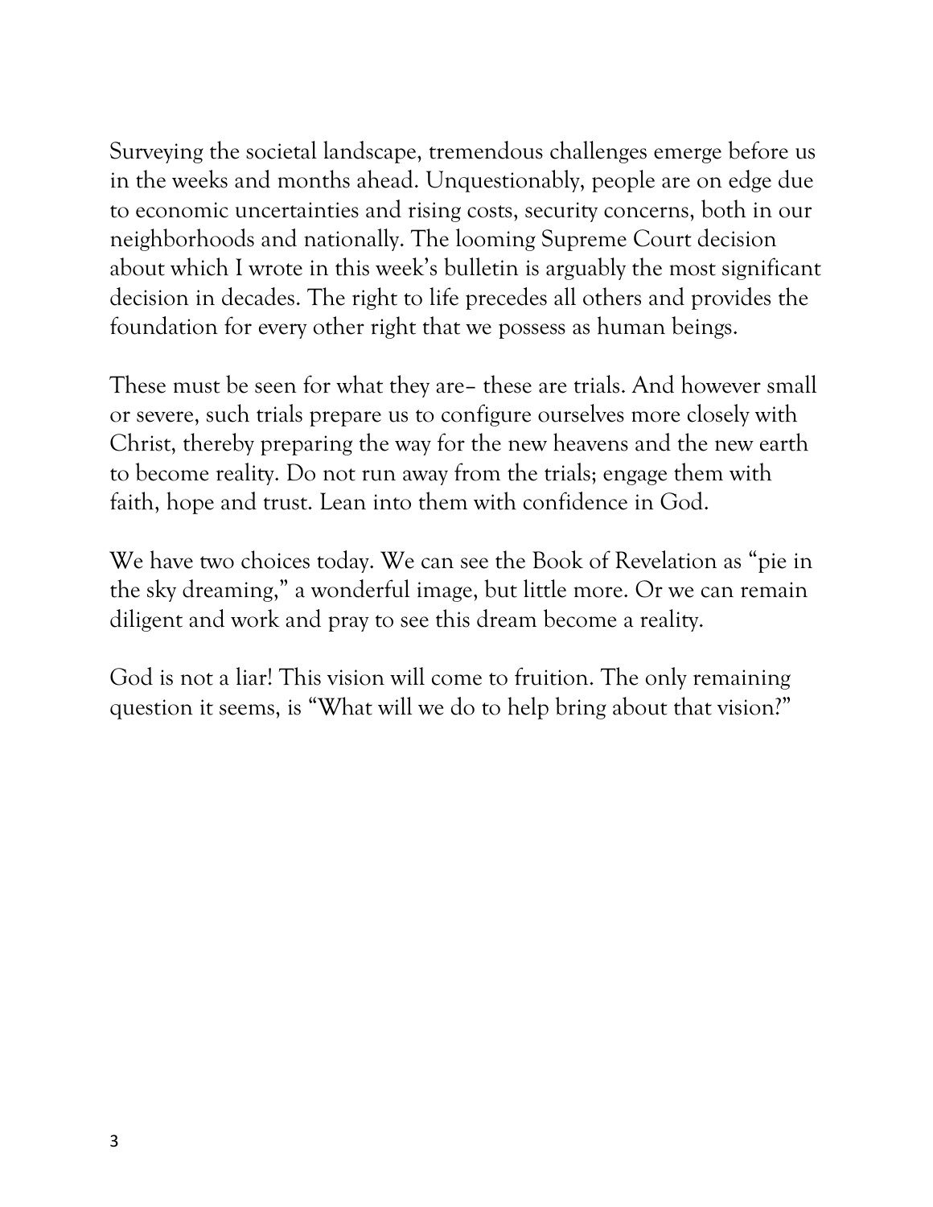Surveying the societal landscape, tremendous challenges emerge before us in the weeks and months ahead. Unquestionably, people are on edge due to economic uncertainties and rising costs, security concerns, both in our neighborhoods and nationally. The looming Supreme Court decision about which I wrote in this week's bulletin is arguably the most significant decision in decades. The right to life precedes all others and provides the foundation for every other right that we possess as human beings.

These must be seen for what they are– these are trials. And however small or severe, such trials prepare us to configure ourselves more closely with Christ, thereby preparing the way for the new heavens and the new earth to become reality. Do not run away from the trials; engage them with faith, hope and trust. Lean into them with confidence in God.

We have two choices today. We can see the Book of Revelation as "pie in the sky dreaming," a wonderful image, but little more. Or we can remain diligent and work and pray to see this dream become a reality.

God is not a liar! This vision will come to fruition. The only remaining question it seems, is "What will we do to help bring about that vision?"